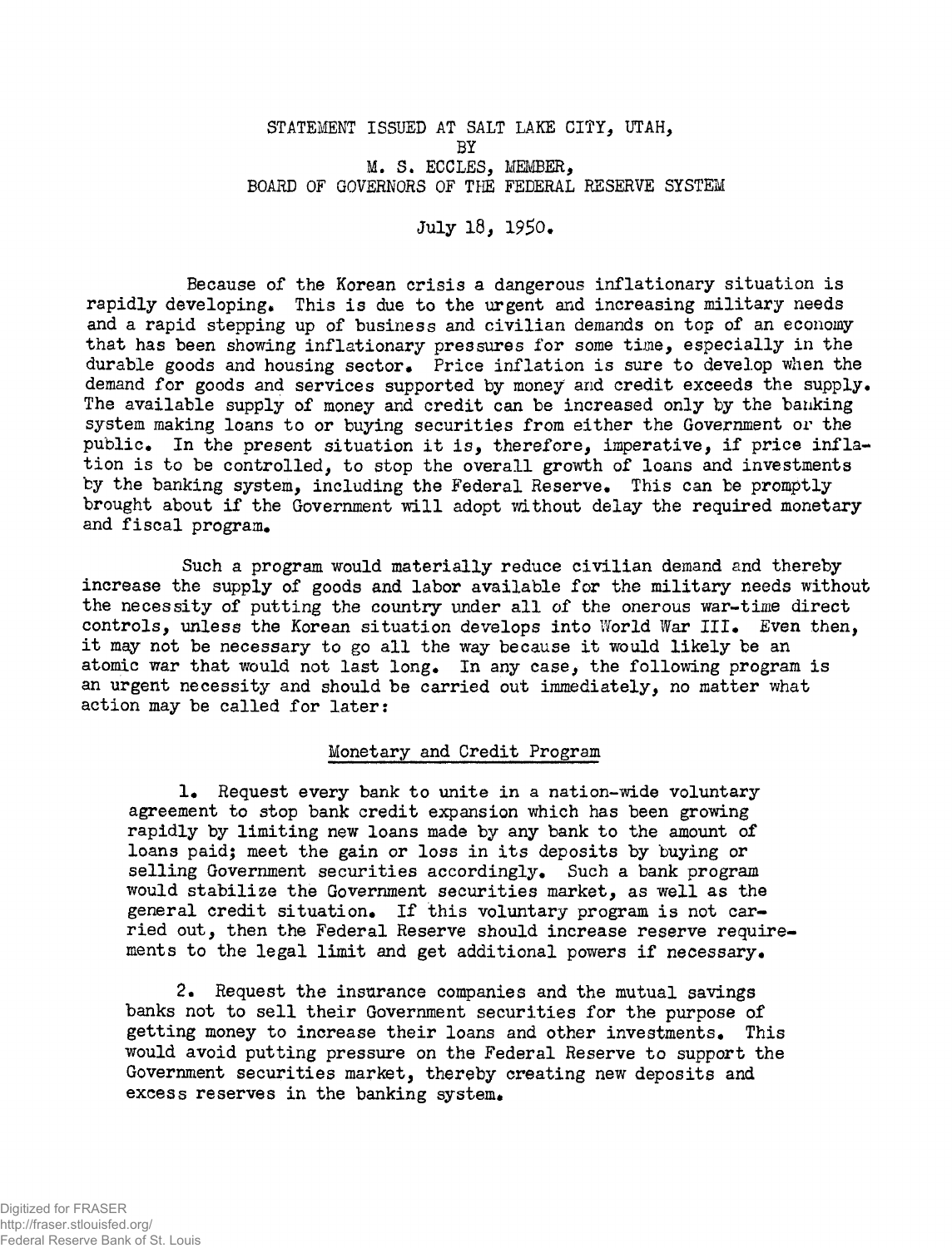STATEMENT ISSUED AT SALT LAKE CITY, UTAH,
BY
M. S. ECCLES, MEMBER,
BOARD OF GOVERNORS OF THE FEDERAL RESERVE SYSTEM

July 18, 1950.

Because of the Korean crisis a dangerous inflationary situation is rapidly developing. This is due to the urgent and increasing military needs and a rapid stepping up of business and civilian demands on top of an economy that has been showing inflationary pressures for some time, especially in the durable goods and housing sector. Price inflation is sure to develop when the demand for goods and services supported by money and credit exceeds the supply. The available supply of money and credit can be increased only by the banking system making loans to or buying securities from either the Government or the public. In the present situation it is, therefore, imperative, if price inflation is to be controlled, to stop the overall growth of loans and investments by the banking system, including the Federal Reserve. This can be promptly brought about if the Government will adopt without delay the required monetary and fiscal program.

Such a program would materially reduce civilian demand and thereby increase the supply of goods and labor available for the military needs without the necessity of putting the country under all of the onerous war-time direct controls, unless the Korean situation develops into World War III. Even then, it may not be necessary to go all the way because it would likely be an atomic war that would not last long. In any case, the following program is an urgent necessity and should be carried out immediately, no matter what action may be called for later:

## Monetary and Credit Program

1. Request every bank to unite in a nation-wide voluntary agreement to stop bank credit expansion which has been growing rapidly by limiting new loans made by any bank to the amount of loans paid; meet the gain or loss in its deposits by buying or selling Government securities accordingly. Such a bank program would stabilize the Government securities market, as well as the general credit situation. If this voluntary program is not carried out, then the Federal Reserve should increase reserve requirements to the legal limit and get additional powers if necessary.

2. Request the insurance companies and the mutual savings banks not to sell their Government securities for the purpose of getting money to increase their loans and other investments. This would avoid putting pressure on the Federal Reserve to support the Government securities market, thereby creating new deposits and excess reserves in the banking system.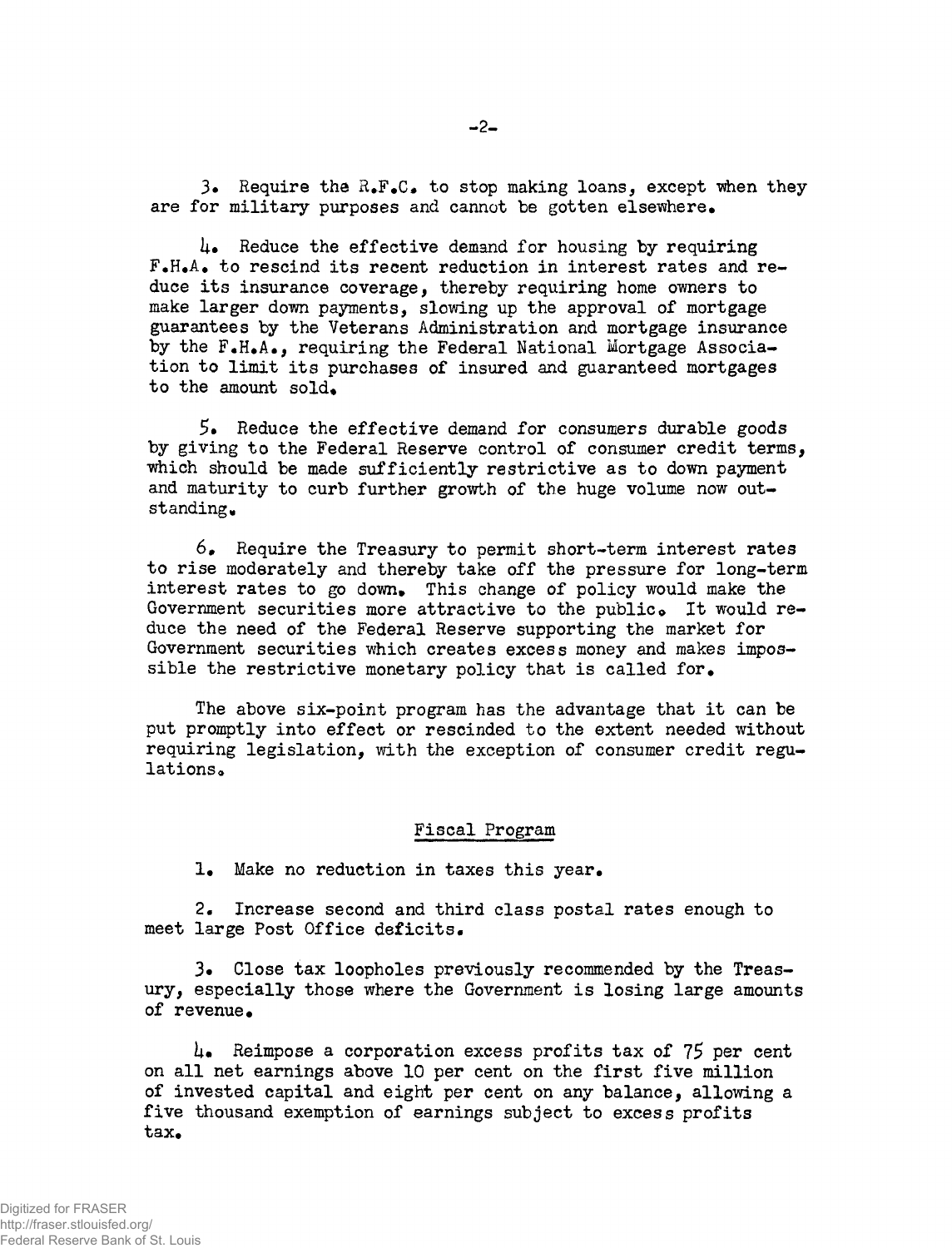3. Require the R.F.C. to stop making loans, except when they are for military purposes and cannot be gotten elsewhere.

4. Reduce the effective demand for housing by requiring F.H.A. to rescind its recent reduction in interest rates and reduce its insurance coverage, thereby requiring home owners to make larger down payments, slowing up the approval of mortgage guarantees by the Veterans Administration and mortgage insurance by the F.H.A., requiring the Federal National Mortgage Association to limit its purchases of insured and guaranteed mortgages to the amount sold.

5. Reduce the effective demand for consumers durable goods by giving to the Federal Reserve control of consumer credit terms, which should be made sufficiently restrictive as to down payment and maturity to curb further growth of the huge volume now outstanding.

6. Require the Treasury to permit short-term interest rates to rise moderately and thereby take off the pressure for long-term interest rates to go down. This change of policy would make the Government securities more attractive to the public. It would reduce the need of the Federal Reserve supporting the market for Government securities which creates excess money and makes impossible the restrictive monetary policy that is called for.

The above six-point program has the advantage that it can be put promptly into effect or rescinded to the extent needed without requiring legislation, with the exception of consumer credit regulations.

## Fiscal Program

1. Make no reduction in taxes this year.

2. Increase second and third class postal rates enough to meet large Post Office deficits.

3. Close tax loopholes previously recommended by the Treasury, especially those where the Government is losing large amounts of revenue.

4. Reimpose a corporation excess profits tax of 75 per cent on all net earnings above 10 per cent on the first five million of invested capital and eight per cent on any balance, allowing a five thousand exemption of earnings subject to excess profits tax.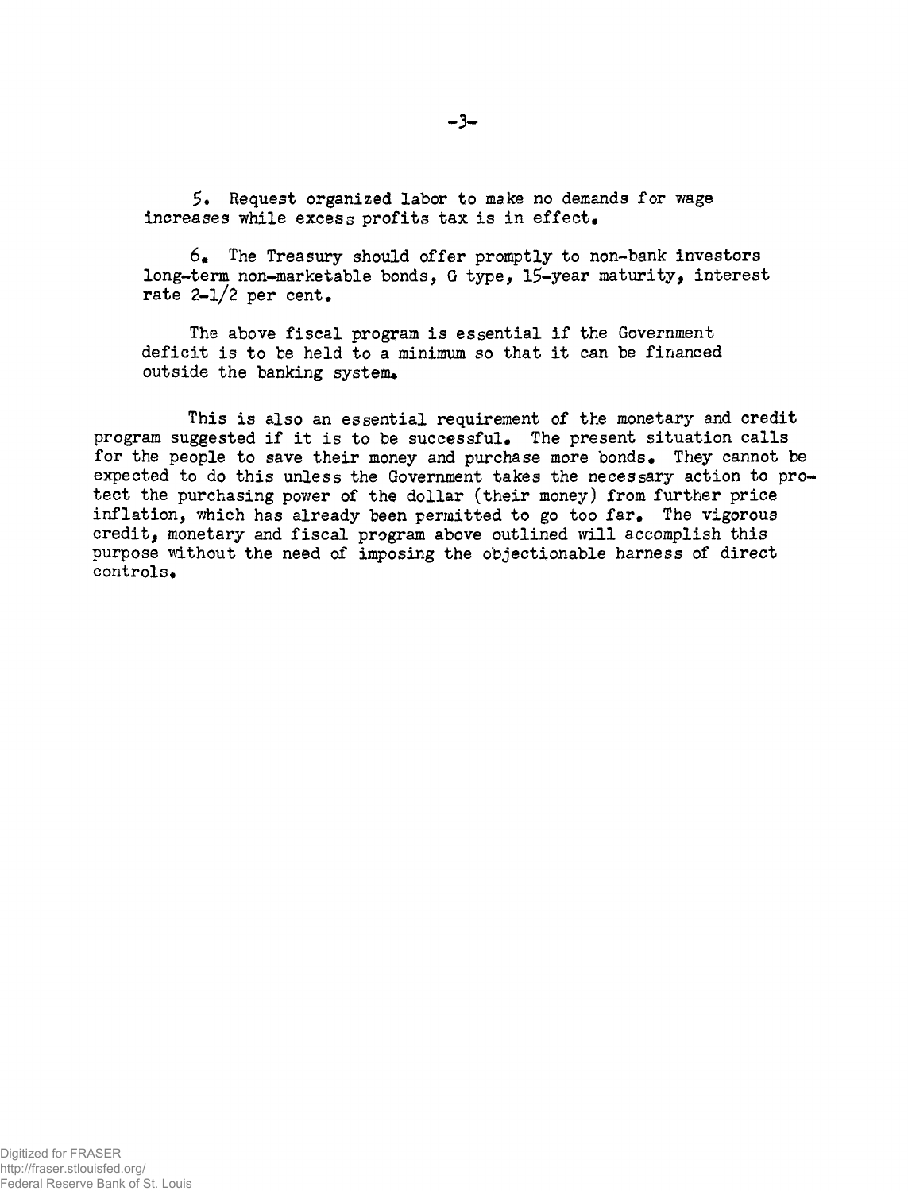5. Request organized labor to make no demands for wage increases while excess profits tax is in effect.

6. The Treasury should offer promptly to non-bank investors long-term non-marketable bonds, G type, 15-year maturity, interest rate 2-1/2 per cent.

The above fiscal program is essential if the Government deficit is to be held to a minimum so that it can be financed outside the banking system.

This is also an essential requirement of the monetary and credit program suggested if it is to be successful. The present situation calls for the people to save their money and purchase more bonds. They cannot be expected to do this unless the Government takes the necessary action to protect the purchasing power of the dollar (their money) from further price inflation, which has already been permitted to go too far. The vigorous credit, monetary and fiscal program above outlined will accomplish this purpose without the need of imposing the objectionable harness of direct controls.